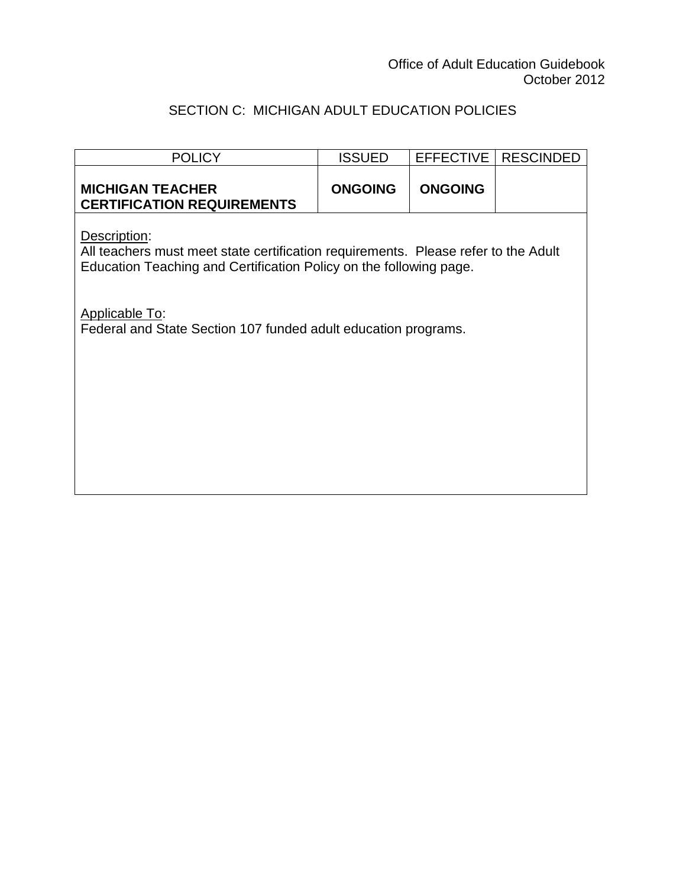Office of Adult Education Guidebook
October 2012

## SECTION C: MICHIGAN ADULT EDUCATION POLICIES

| POLICY | ISSUED | EFFECTIVE | RESCINDED |
| --- | --- | --- | --- |
| **MICHIGAN TEACHER CERTIFICATION REQUIREMENTS** | **ONGOING** | **ONGOING** | |

Description:
All teachers must meet state certification requirements. Please refer to the Adult Education Teaching and Certification Policy on the following page.

Applicable To:
Federal and State Section 107 funded adult education programs.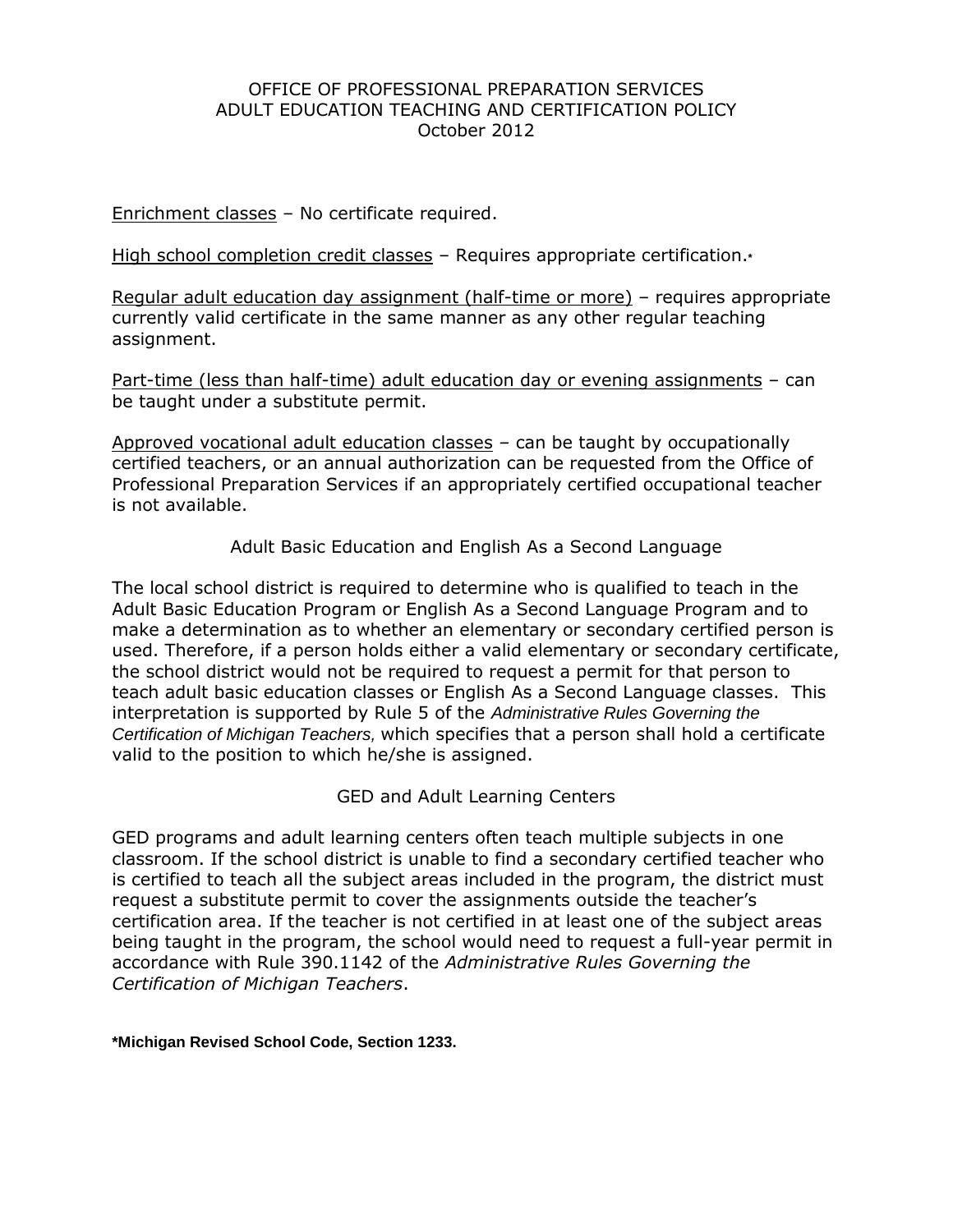OFFICE OF PROFESSIONAL PREPARATION SERVICES
ADULT EDUCATION TEACHING AND CERTIFICATION POLICY
October 2012

Enrichment classes – No certificate required.

High school completion credit classes – Requires appropriate certification.*

Regular adult education day assignment (half-time or more) – requires appropriate currently valid certificate in the same manner as any other regular teaching assignment.

Part-time (less than half-time) adult education day or evening assignments – can be taught under a substitute permit.

Approved vocational adult education classes – can be taught by occupationally certified teachers, or an annual authorization can be requested from the Office of Professional Preparation Services if an appropriately certified occupational teacher is not available.

## Adult Basic Education and English As a Second Language

The local school district is required to determine who is qualified to teach in the Adult Basic Education Program or English As a Second Language Program and to make a determination as to whether an elementary or secondary certified person is used. Therefore, if a person holds either a valid elementary or secondary certificate, the school district would not be required to request a permit for that person to teach adult basic education classes or English As a Second Language classes. This interpretation is supported by Rule 5 of the *Administrative Rules Governing the Certification of Michigan Teachers,* which specifies that a person shall hold a certificate valid to the position to which he/she is assigned.

## GED and Adult Learning Centers

GED programs and adult learning centers often teach multiple subjects in one classroom. If the school district is unable to find a secondary certified teacher who is certified to teach all the subject areas included in the program, the district must request a substitute permit to cover the assignments outside the teacher's certification area. If the teacher is not certified in at least one of the subject areas being taught in the program, the school would need to request a full-year permit in accordance with Rule 390.1142 of the *Administrative Rules Governing the Certification of Michigan Teachers*.

**\*Michigan Revised School Code, Section 1233.**